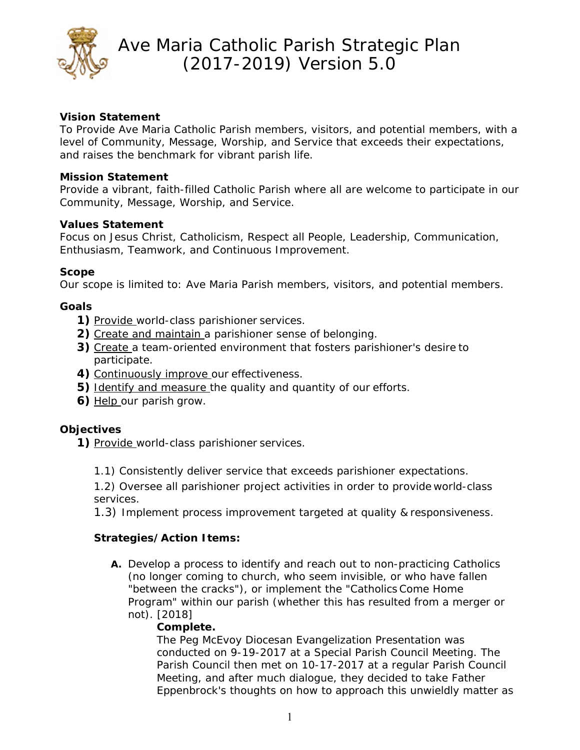# Ave Maria Catholic Parish Strategic Plan (2017-2019) Version 5.0

**Vision Statement**
To Provide Ave Maria Catholic Parish members, visitors, and potential members, with a level of Community, Message, Worship, and Service that exceeds their expectations, and raises the benchmark for vibrant parish life.

**Mission Statement**
Provide a vibrant, faith-filled Catholic Parish where all are welcome to participate in our Community, Message, Worship, and Service.

**Values Statement**
Focus on Jesus Christ, Catholicism, Respect all People, Leadership, Communication, Enthusiasm, Teamwork, and Continuous Improvement.

**Scope**
Our scope is limited to: Ave Maria Parish members, visitors, and potential members.

**Goals**

1) Provide world-class parishioner services.
2) Create and maintain a parishioner sense of belonging.
3) Create a team-oriented environment that fosters parishioner's desire to participate.
4) Continuously improve our effectiveness.
5) Identify and measure the quality and quantity of our efforts.
6) Help our parish grow.

**Objectives**

1) Provide world-class parishioner services.

   1.1) Consistently deliver service that exceeds parishioner expectations.

   1.2) Oversee all parishioner project activities in order to provide world-class services.

   1.3) Implement process improvement targeted at quality & responsiveness.

   **Strategies/Action Items:**

   **A.** Develop a process to identify and reach out to non-practicing Catholics (no longer coming to church, who seem invisible, or who have fallen "between the cracks"), or implement the "Catholics Come Home Program" within our parish (whether this has resulted from a merger or not). [2018]

   **Complete.**
   The Peg McEvoy Diocesan Evangelization Presentation was conducted on 9-19-2017 at a Special Parish Council Meeting. The Parish Council then met on 10-17-2017 at a regular Parish Council Meeting, and after much dialogue, they decided to take Father Eppenbrock's thoughts on how to approach this unwieldly matter as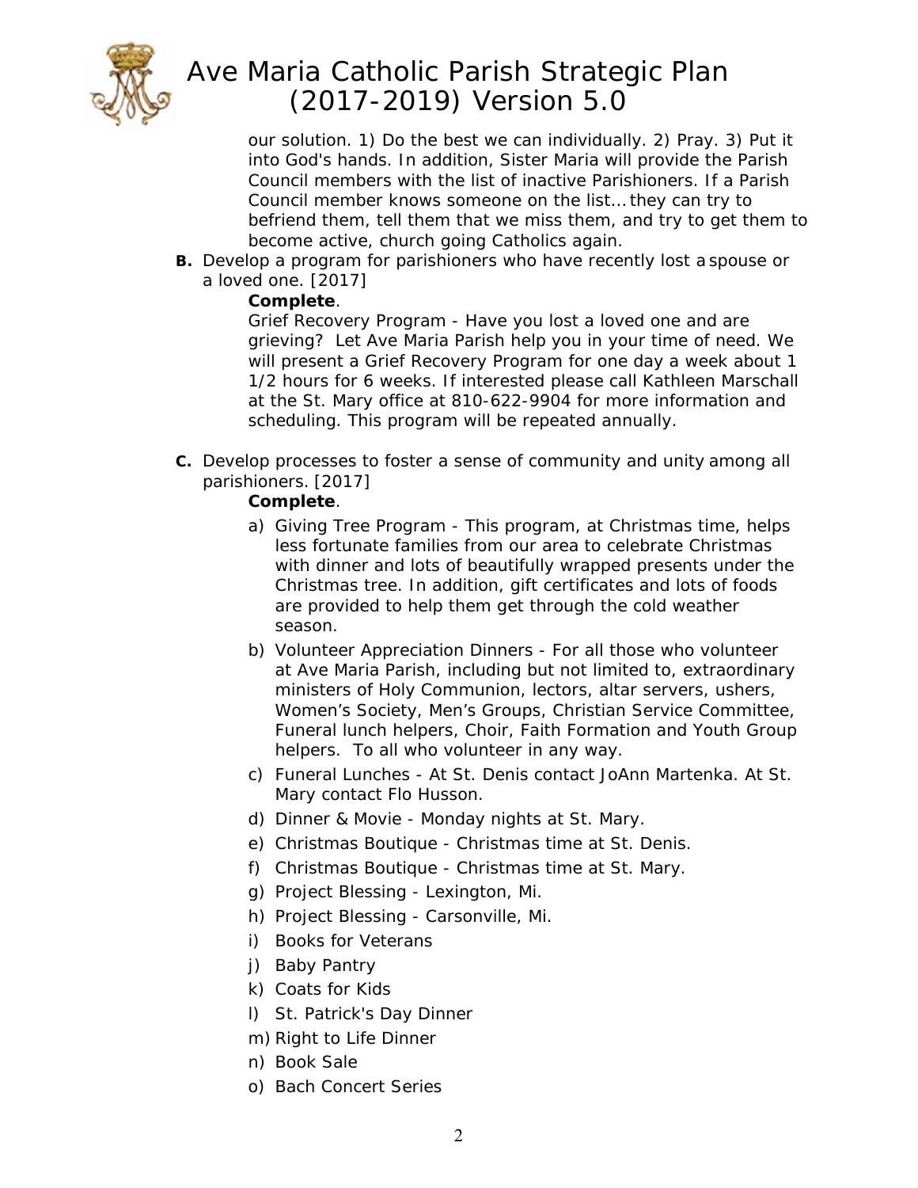our solution. 1) Do the best we can individually. 2) Pray. 3) Put it into God's hands. In addition, Sister Maria will provide the Parish Council members with the list of inactive Parishioners. If a Parish Council member knows someone on the list… they can try to befriend them, tell them that we miss them, and try to get them to become active, church going Catholics again.

**B.** Develop a program for parishioners who have recently lost a spouse or a loved one. [2017]

**Complete**.

Grief Recovery Program - Have you lost a loved one and are grieving? Let Ave Maria Parish help you in your time of need. We will present a Grief Recovery Program for one day a week about 1 1/2 hours for 6 weeks. If interested please call Kathleen Marschall at the St. Mary office at 810-622-9904 for more information and scheduling. This program will be repeated annually.

**C.** Develop processes to foster a sense of community and unity among all parishioners. [2017]

**Complete**.

a) Giving Tree Program - This program, at Christmas time, helps less fortunate families from our area to celebrate Christmas with dinner and lots of beautifully wrapped presents under the Christmas tree. In addition, gift certificates and lots of foods are provided to help them get through the cold weather season.
b) Volunteer Appreciation Dinners - For all those who volunteer at Ave Maria Parish, including but not limited to, extraordinary ministers of Holy Communion, lectors, altar servers, ushers, Women's Society, Men's Groups, Christian Service Committee, Funeral lunch helpers, Choir, Faith Formation and Youth Group helpers. To all who volunteer in any way.
c) Funeral Lunches - At St. Denis contact JoAnn Martenka. At St. Mary contact Flo Husson.
d) Dinner & Movie - Monday nights at St. Mary.
e) Christmas Boutique - Christmas time at St. Denis.
f) Christmas Boutique - Christmas time at St. Mary.
g) Project Blessing - Lexington, Mi.
h) Project Blessing - Carsonville, Mi.
i) Books for Veterans
j) Baby Pantry
k) Coats for Kids
l) St. Patrick's Day Dinner
m) Right to Life Dinner
n) Book Sale
o) Bach Concert Series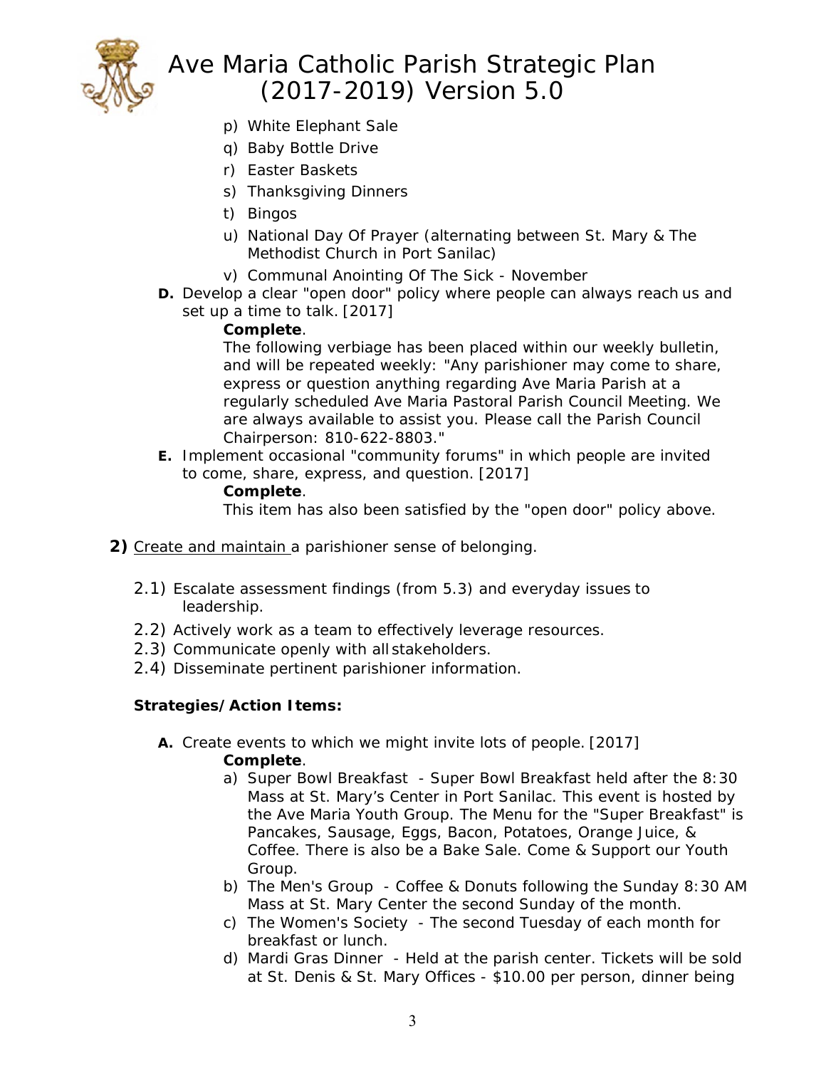p) White Elephant Sale
q) Baby Bottle Drive
r) Easter Baskets
s) Thanksgiving Dinners
t) Bingos
u) National Day Of Prayer (alternating between St. Mary & The Methodist Church in Port Sanilac)
v) Communal Anointing Of The Sick - November

**D.** Develop a clear "open door" policy where people can always reach us and set up a time to talk. [2017]

**Complete**.

The following verbiage has been placed within our weekly bulletin, and will be repeated weekly: "Any parishioner may come to share, express or question anything regarding Ave Maria Parish at a regularly scheduled Ave Maria Pastoral Parish Council Meeting. We are always available to assist you. Please call the Parish Council Chairperson: 810-622-8803."

**E.** Implement occasional "community forums" in which people are invited to come, share, express, and question. [2017]

**Complete**.

This item has also been satisfied by the "open door" policy above.

**2)** Create and maintain a parishioner sense of belonging.

2.1) Escalate assessment findings (from 5.3) and everyday issues to leadership.
2.2) Actively work as a team to effectively leverage resources.
2.3) Communicate openly with all stakeholders.
2.4) Disseminate pertinent parishioner information.

**Strategies/Action Items:**

**A.** Create events to which we might invite lots of people. [2017]

**Complete**.

a) Super Bowl Breakfast - Super Bowl Breakfast held after the 8:30 Mass at St. Mary's Center in Port Sanilac. This event is hosted by the Ave Maria Youth Group. The Menu for the "Super Breakfast" is Pancakes, Sausage, Eggs, Bacon, Potatoes, Orange Juice, & Coffee. There is also be a Bake Sale. Come & Support our Youth Group.
b) The Men's Group - Coffee & Donuts following the Sunday 8:30 AM Mass at St. Mary Center the second Sunday of the month.
c) The Women's Society - The second Tuesday of each month for breakfast or lunch.
d) Mardi Gras Dinner - Held at the parish center. Tickets will be sold at St. Denis & St. Mary Offices - $10.00 per person, dinner being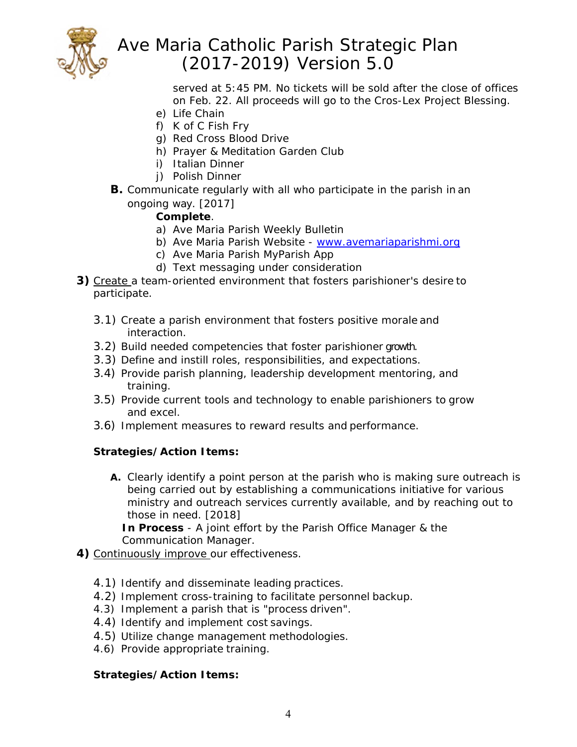served at 5:45 PM. No tickets will be sold after the close of offices on Feb. 22. All proceeds will go to the Cros-Lex Project Blessing.

e) Life Chain
f) K of C Fish Fry
g) Red Cross Blood Drive
h) Prayer & Meditation Garden Club
i) Italian Dinner
j) Polish Dinner

**B.** Communicate regularly with all who participate in the parish in an ongoing way. [2017]

**Complete**.

a) Ave Maria Parish Weekly Bulletin
b) Ave Maria Parish Website - [www.avemariaparishmi.org](http://www.avemariaparishmi.org)
c) Ave Maria Parish MyParish App
d) Text messaging under consideration

**3)** <u>Create</u> a team-oriented environment that fosters parishioner's desire to participate.

3.1) Create a parish environment that fosters positive morale and interaction.
3.2) Build needed competencies that foster parishioner growth.
3.3) Define and instill roles, responsibilities, and expectations.
3.4) Provide parish planning, leadership development mentoring, and training.
3.5) Provide current tools and technology to enable parishioners to grow and excel.
3.6) Implement measures to reward results and performance.

**Strategies/Action Items:**

**A.** Clearly identify a point person at the parish who is making sure outreach is being carried out by establishing a communications initiative for various ministry and outreach services currently available, and by reaching out to those in need. [2018]

**In Process** - A joint effort by the Parish Office Manager & the Communication Manager.

**4)** <u>Continuously improve</u> our effectiveness.

4.1) Identify and disseminate leading practices.
4.2) Implement cross-training to facilitate personnel backup.
4.3) Implement a parish that is "process driven".
4.4) Identify and implement cost savings.
4.5) Utilize change management methodologies.
4.6) Provide appropriate training.

**Strategies/Action Items:**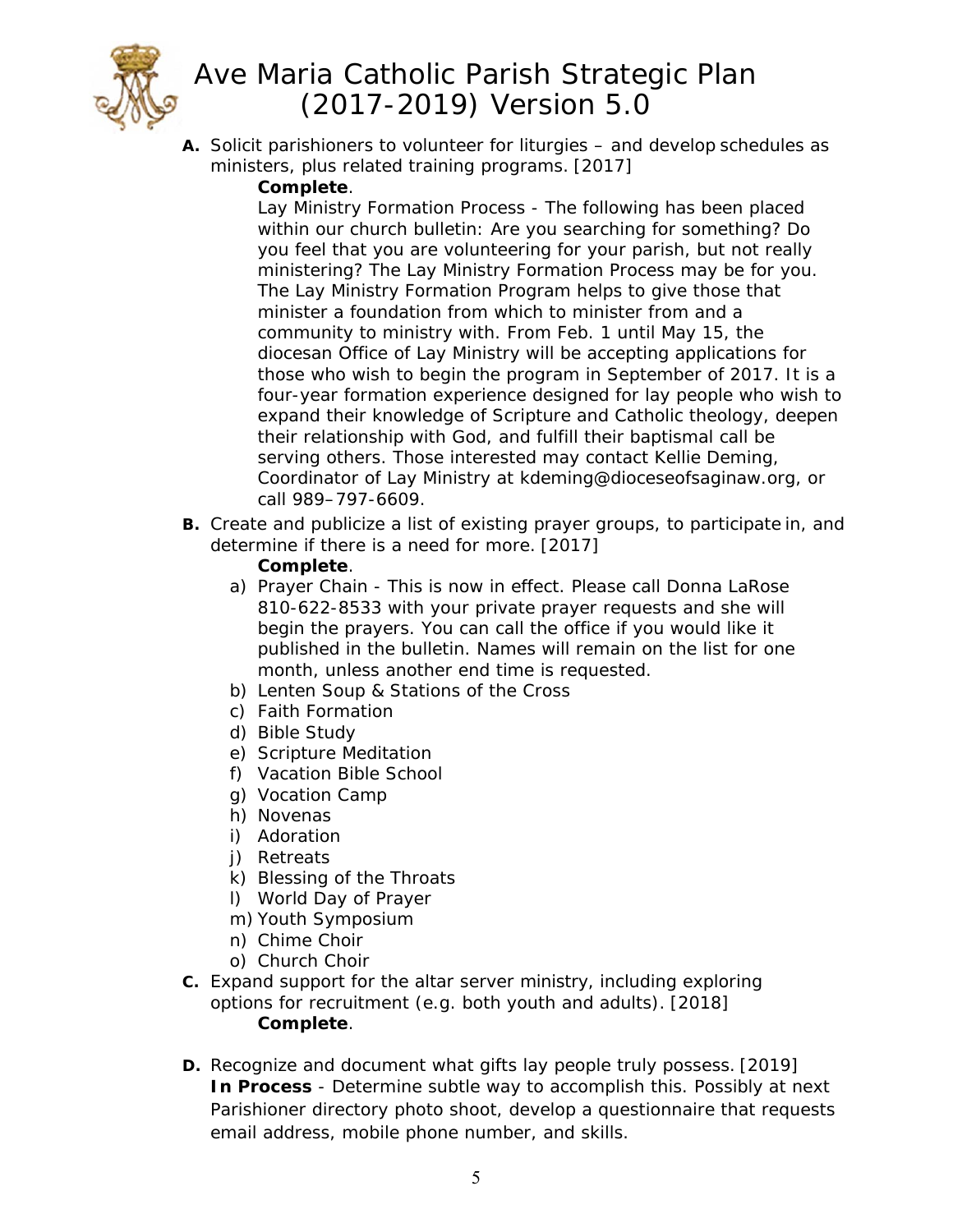**A.** Solicit parishioners to volunteer for liturgies – and develop schedules as ministers, plus related training programs. [2017]

**Complete**.

Lay Ministry Formation Process - The following has been placed within our church bulletin: Are you searching for something? Do you feel that you are volunteering for your parish, but not really ministering? The Lay Ministry Formation Process may be for you. The Lay Ministry Formation Program helps to give those that minister a foundation from which to minister from and a community to ministry with. From Feb. 1 until May 15, the diocesan Office of Lay Ministry will be accepting applications for those who wish to begin the program in September of 2017. It is a four-year formation experience designed for lay people who wish to expand their knowledge of Scripture and Catholic theology, deepen their relationship with God, and fulfill their baptismal call be serving others. Those interested may contact Kellie Deming, Coordinator of Lay Ministry at kdeming@dioceseofsaginaw.org, or call 989–797-6609.

**B.** Create and publicize a list of existing prayer groups, to participate in, and determine if there is a need for more. [2017]

**Complete**.

a) Prayer Chain - This is now in effect. Please call Donna LaRose 810-622-8533 with your private prayer requests and she will begin the prayers. You can call the office if you would like it published in the bulletin. Names will remain on the list for one month, unless another end time is requested.
b) Lenten Soup & Stations of the Cross
c) Faith Formation
d) Bible Study
e) Scripture Meditation
f) Vacation Bible School
g) Vocation Camp
h) Novenas
i) Adoration
j) Retreats
k) Blessing of the Throats
l) World Day of Prayer
m) Youth Symposium
n) Chime Choir
o) Church Choir

**C.** Expand support for the altar server ministry, including exploring options for recruitment (e.g. both youth and adults). [2018]

**Complete**.

**D.** Recognize and document what gifts lay people truly possess. [2019]

**In Process** - Determine subtle way to accomplish this. Possibly at next Parishioner directory photo shoot, develop a questionnaire that requests email address, mobile phone number, and skills.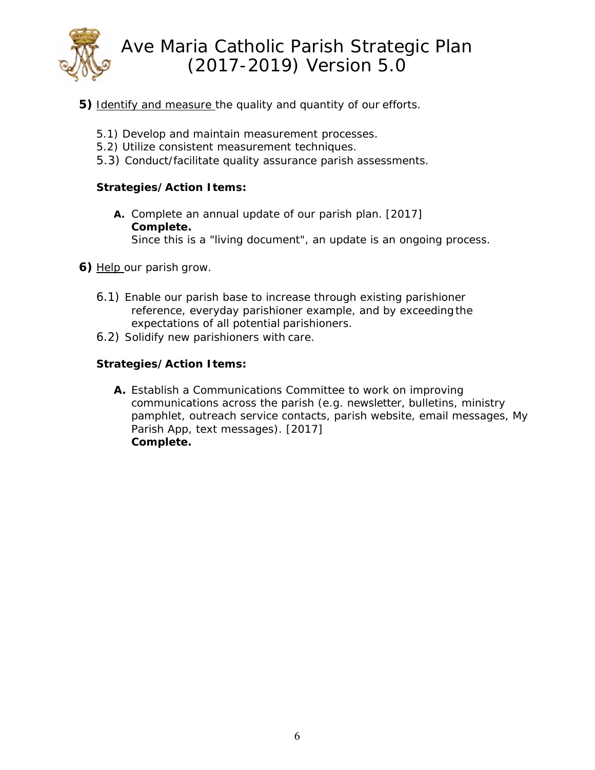**5)** Identify and measure the quality and quantity of our efforts.

5.1) Develop and maintain measurement processes.
5.2) Utilize consistent measurement techniques.
5.3) Conduct/facilitate quality assurance parish assessments.

**Strategies/Action Items:**

**A.** Complete an annual update of our parish plan. [2017]
**Complete.**
Since this is a "living document", an update is an ongoing process.

**6)** Help our parish grow.

6.1) Enable our parish base to increase through existing parishioner reference, everyday parishioner example, and by exceeding the expectations of all potential parishioners.
6.2) Solidify new parishioners with care.

**Strategies/Action Items:**

**A.** Establish a Communications Committee to work on improving communications across the parish (e.g. newsletter, bulletins, ministry pamphlet, outreach service contacts, parish website, email messages, My Parish App, text messages). [2017]
**Complete.**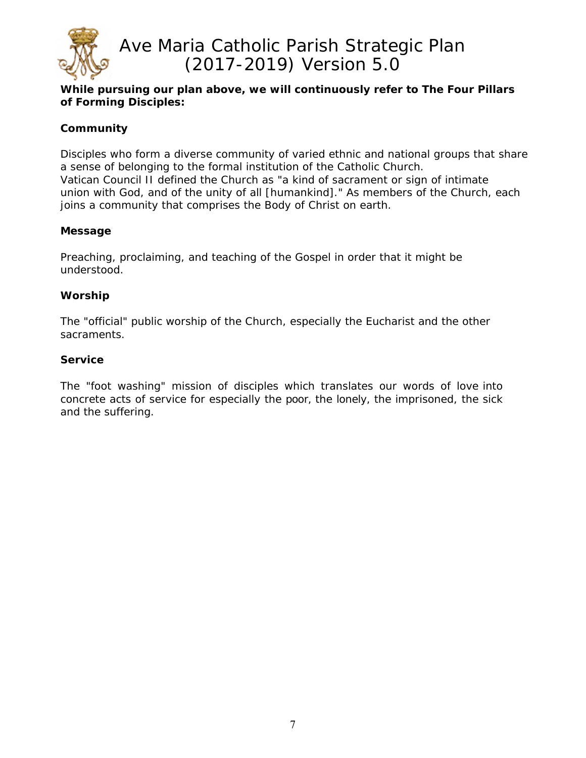**While pursuing our plan above, we will continuously refer to The Four Pillars of Forming Disciples:**

### Community

Disciples who form a diverse community of varied ethnic and national groups that share a sense of belonging to the formal institution of the Catholic Church.
Vatican Council II defined the Church as "a kind of sacrament or sign of intimate union with God, and of the unity of all [humankind]." As members of the Church, each joins a community that comprises the Body of Christ on earth.

### Message

Preaching, proclaiming, and teaching of the Gospel in order that it might be understood.

### Worship

The "official" public worship of the Church, especially the Eucharist and the other sacraments.

### Service

The "foot washing" mission of disciples which translates our words of love into concrete acts of service for especially the poor, the lonely, the imprisoned, the sick and the suffering.